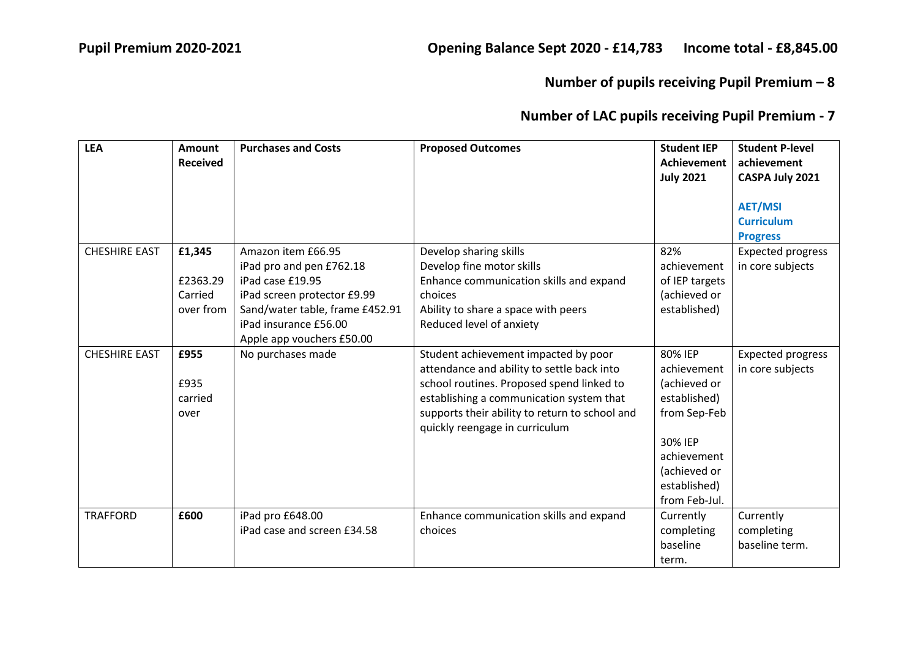**Pupil Premium 2020-2021** **Opening Balance Sept 2020 - £14,783** **Income total - £8,845.00**

**Number of pupils receiving Pupil Premium – 8**

**Number of LAC pupils receiving Pupil Premium - 7**

| LEA | Amount Received | Purchases and Costs | Proposed Outcomes | Student IEP Achievement July 2021 | Student P-level achievement CASPA July 2021<br><br>**AET/MSI Curriculum Progress** |
|---|---|---|---|---|---|
| CHESHIRE EAST | **£1,345**<br><br>£2363.29 Carried over from | Amazon item £66.95<br>iPad pro and pen £762.18<br>iPad case £19.95<br>iPad screen protector £9.99<br>Sand/water table, frame £452.91<br>iPad insurance £56.00<br>Apple app vouchers £50.00 | Develop sharing skills<br>Develop fine motor skills<br>Enhance communication skills and expand choices<br>Ability to share a space with peers<br>Reduced level of anxiety | 82% achievement of IEP targets (achieved or established) | Expected progress in core subjects |
| CHESHIRE EAST | **£955**<br><br>£935 carried over | No purchases made | Student achievement impacted by poor attendance and ability to settle back into school routines. Proposed spend linked to establishing a communication system that supports their ability to return to school and quickly reengage in curriculum | 80% IEP achievement (achieved or established) from Sep-Feb<br><br>30% IEP achievement (achieved or established) from Feb-Jul. | Expected progress in core subjects |
| TRAFFORD | **£600** | iPad pro £648.00<br>iPad case and screen £34.58 | Enhance communication skills and expand choices | Currently completing baseline term. | Currently completing baseline term. |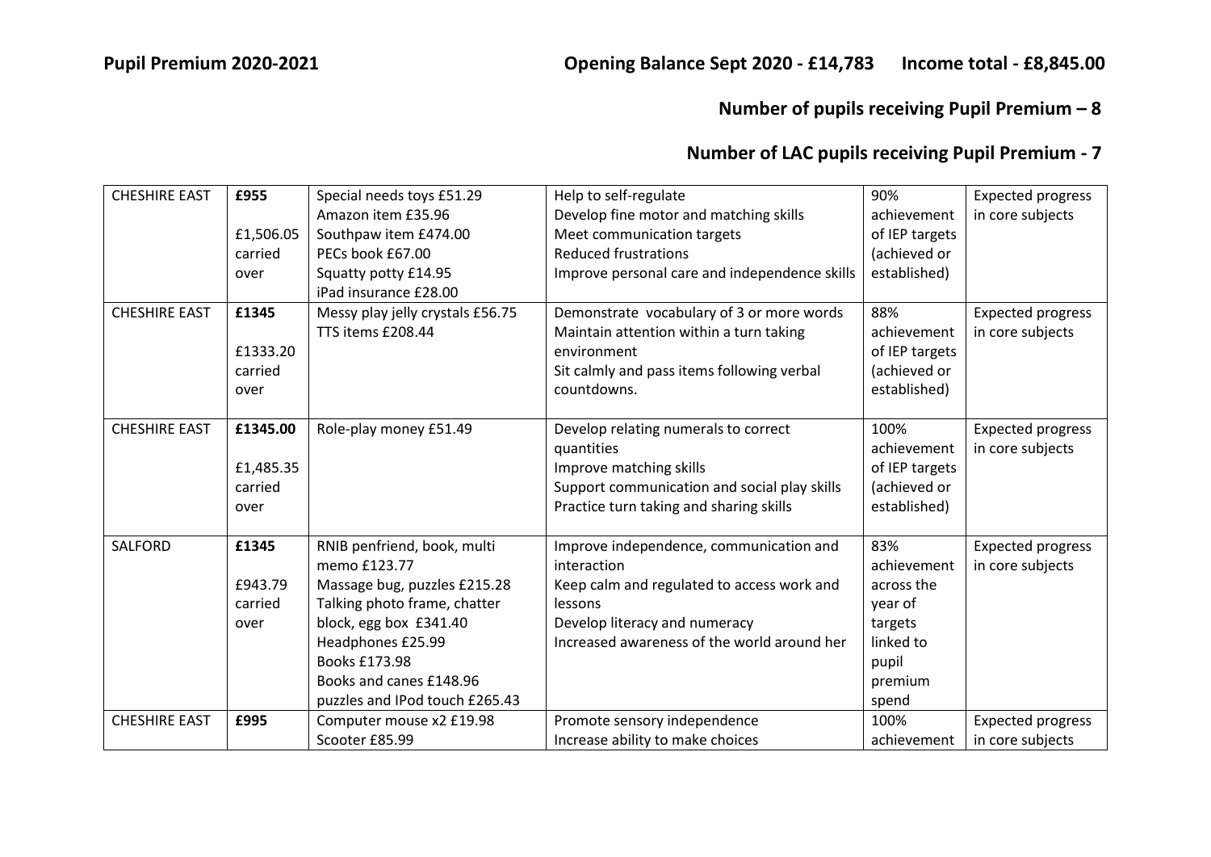**Pupil Premium 2020-2021** **Opening Balance Sept 2020 - £14,783** **Income total - £8,845.00**

**Number of pupils receiving Pupil Premium – 8**

**Number of LAC pupils receiving Pupil Premium - 7**

| | | | | | |
|---|---|---|---|---|---|
| CHESHIRE EAST | **£955**<br><br>£1,506.05 carried over | Special needs toys £51.29<br>Amazon item £35.96<br>Southpaw item £474.00<br>PECs book £67.00<br>Squatty potty £14.95<br>iPad insurance £28.00 | Help to self-regulate<br>Develop fine motor and matching skills<br>Meet communication targets<br>Reduced frustrations<br>Improve personal care and independence skills | 90% achievement of IEP targets (achieved or established) | Expected progress in core subjects |
| CHESHIRE EAST | **£1345**<br><br>£1333.20 carried over | Messy play jelly crystals £56.75<br>TTS items £208.44 | Demonstrate vocabulary of 3 or more words<br>Maintain attention within a turn taking environment<br>Sit calmly and pass items following verbal countdowns. | 88% achievement of IEP targets (achieved or established) | Expected progress in core subjects |
| CHESHIRE EAST | **£1345.00**<br><br>£1,485.35 carried over | Role-play money £51.49 | Develop relating numerals to correct quantities<br>Improve matching skills<br>Support communication and social play skills<br>Practice turn taking and sharing skills | 100% achievement of IEP targets (achieved or established) | Expected progress in core subjects |
| SALFORD | **£1345**<br><br>£943.79 carried over | RNIB penfriend, book, multi memo £123.77<br>Massage bug, puzzles £215.28<br>Talking photo frame, chatter block, egg box £341.40<br>Headphones £25.99<br>Books £173.98<br>Books and canes £148.96<br>puzzles and IPod touch £265.43 | Improve independence, communication and interaction<br>Keep calm and regulated to access work and lessons<br>Develop literacy and numeracy<br>Increased awareness of the world around her | 83% achievement across the year of targets linked to pupil premium spend | Expected progress in core subjects |
| CHESHIRE EAST | **£995** | Computer mouse x2 £19.98<br>Scooter £85.99 | Promote sensory independence<br>Increase ability to make choices | 100% achievement | Expected progress in core subjects |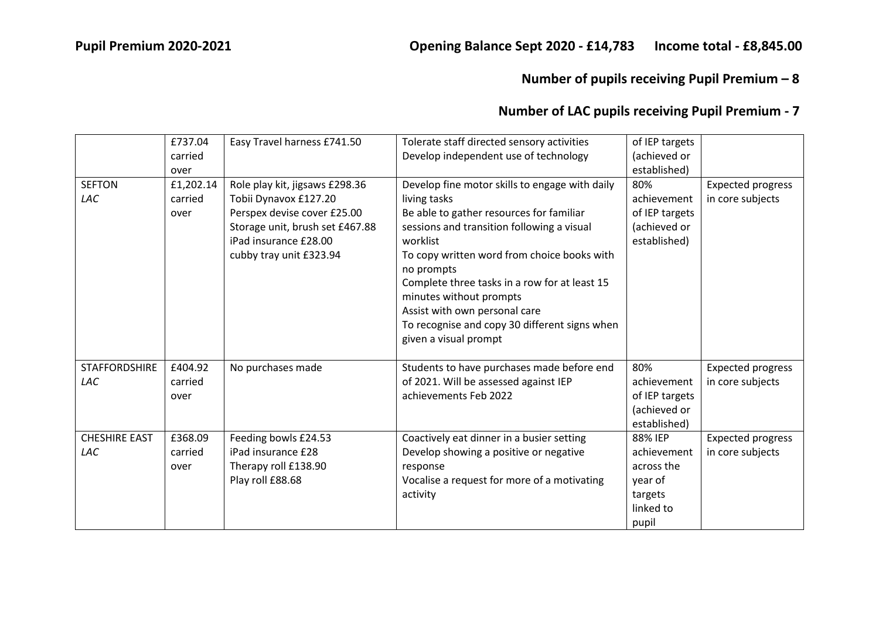**Pupil Premium 2020-2021** **Opening Balance Sept 2020 - £14,783** **Income total - £8,845.00**

**Number of pupils receiving Pupil Premium – 8**

**Number of LAC pupils receiving Pupil Premium - 7**

| | | | | | |
|---|---|---|---|---|---|
| | £737.04 carried over | Easy Travel harness £741.50 | Tolerate staff directed sensory activities<br>Develop independent use of technology | of IEP targets (achieved or established) | |
| SEFTON<br>*LAC* | £1,202.14 carried over | Role play kit, jigsaws £298.36<br>Tobii Dynavox £127.20<br>Perspex devise cover £25.00<br>Storage unit, brush set £467.88<br>iPad insurance £28.00<br>cubby tray unit £323.94 | Develop fine motor skills to engage with daily living tasks<br>Be able to gather resources for familiar sessions and transition following a visual worklist<br>To copy written word from choice books with no prompts<br>Complete three tasks in a row for at least 15 minutes without prompts<br>Assist with own personal care<br>To recognise and copy 30 different signs when given a visual prompt | 80% achievement of IEP targets (achieved or established) | Expected progress in core subjects |
| STAFFORDSHIRE<br>*LAC* | £404.92 carried over | No purchases made | Students to have purchases made before end of 2021. Will be assessed against IEP achievements Feb 2022 | 80% achievement of IEP targets (achieved or established) | Expected progress in core subjects |
| CHESHIRE EAST<br>*LAC* | £368.09 carried over | Feeding bowls £24.53<br>iPad insurance £28<br>Therapy roll £138.90<br>Play roll £88.68 | Coactively eat dinner in a busier setting<br>Develop showing a positive or negative response<br>Vocalise a request for more of a motivating activity | 88% IEP achievement across the year of targets linked to pupil | Expected progress in core subjects |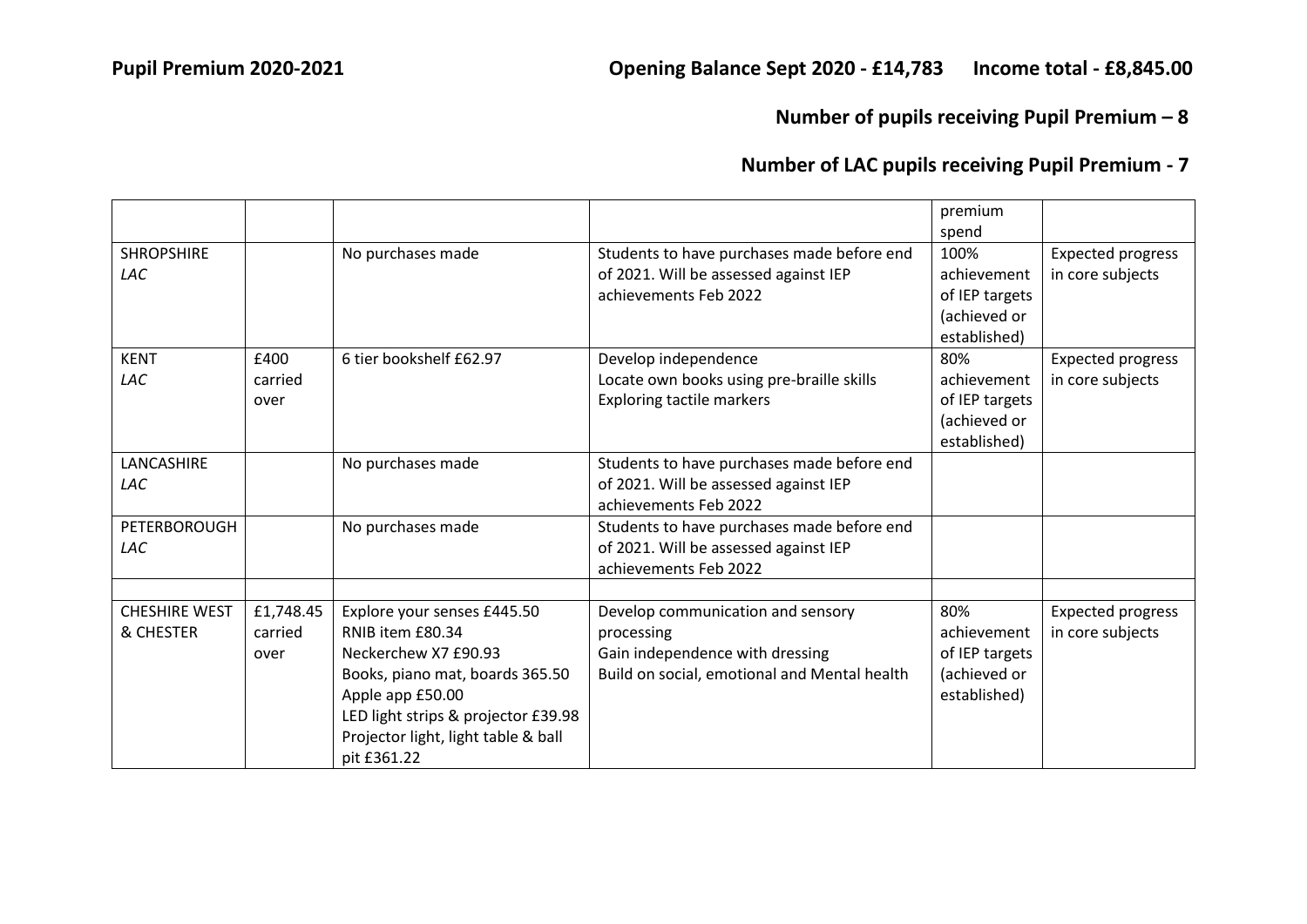**Pupil Premium 2020-2021** **Opening Balance Sept 2020 - £14,783** **Income total - £8,845.00**

**Number of pupils receiving Pupil Premium – 8**

**Number of LAC pupils receiving Pupil Premium - 7**

| | | | | premium spend | |
|---|---|---|---|---|---|
| SHROPSHIRE *LAC* | | No purchases made | Students to have purchases made before end of 2021. Will be assessed against IEP achievements Feb 2022 | 100% achievement of IEP targets (achieved or established) | Expected progress in core subjects |
| KENT *LAC* | £400 carried over | 6 tier bookshelf £62.97 | Develop independence<br>Locate own books using pre-braille skills<br>Exploring tactile markers | 80% achievement of IEP targets (achieved or established) | Expected progress in core subjects |
| LANCASHIRE *LAC* | | No purchases made | Students to have purchases made before end of 2021. Will be assessed against IEP achievements Feb 2022 | | |
| PETERBOROUGH *LAC* | | No purchases made | Students to have purchases made before end of 2021. Will be assessed against IEP achievements Feb 2022 | | |
| | | | | | |
| CHESHIRE WEST & CHESTER | £1,748.45 carried over | Explore your senses £445.50<br>RNIB item £80.34<br>Neckerchew X7 £90.93<br>Books, piano mat, boards 365.50<br>Apple app £50.00<br>LED light strips & projector £39.98<br>Projector light, light table & ball pit £361.22 | Develop communication and sensory processing<br>Gain independence with dressing<br>Build on social, emotional and Mental health | 80% achievement of IEP targets (achieved or established) | Expected progress in core subjects |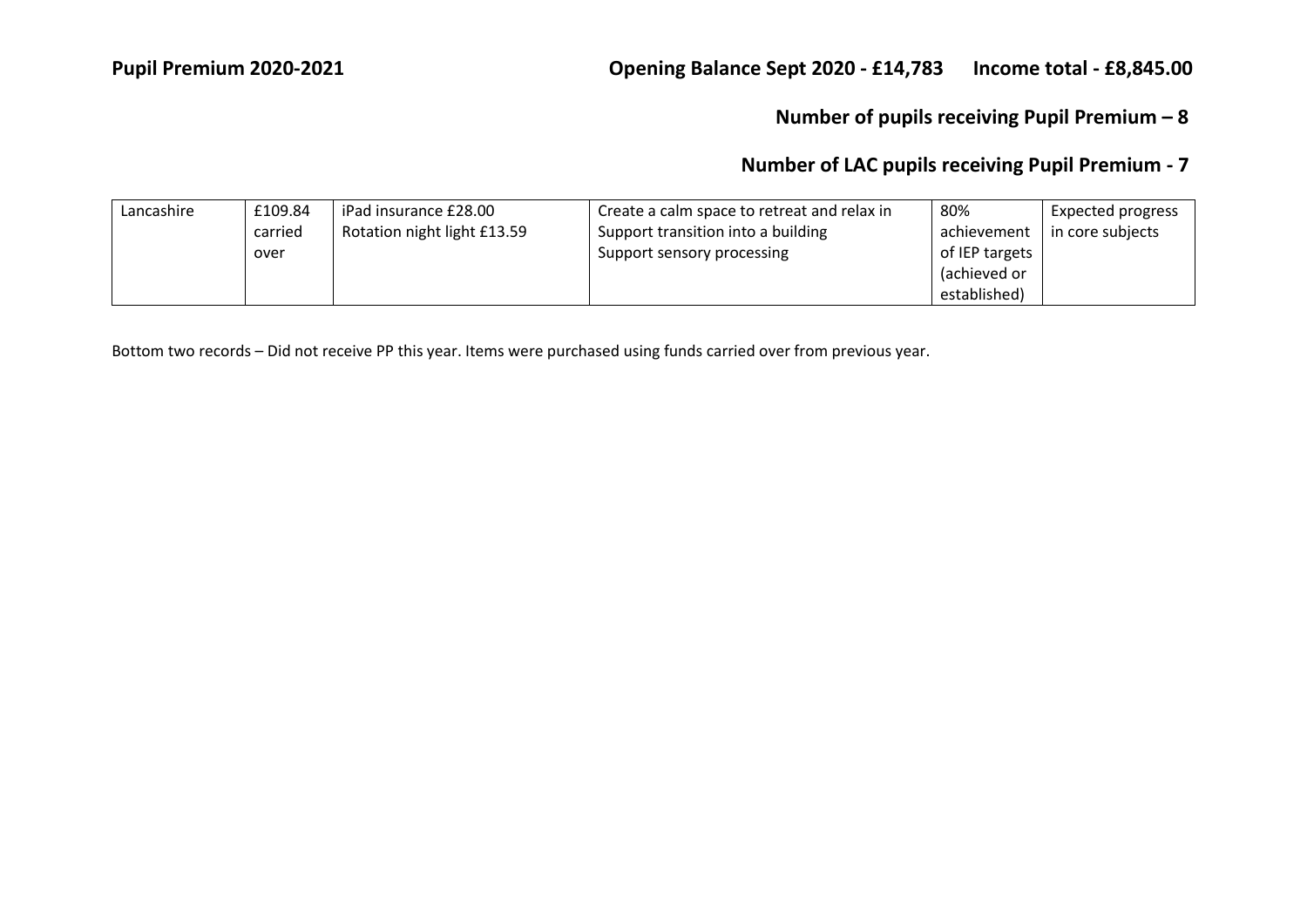**Pupil Premium 2020-2021** **Opening Balance Sept 2020 - £14,783** **Income total - £8,845.00**

**Number of pupils receiving Pupil Premium – 8**

**Number of LAC pupils receiving Pupil Premium - 7**

| | | | | | |
|---|---|---|---|---|---|
| Lancashire | £109.84 carried over | iPad insurance £28.00<br>Rotation night light £13.59 | Create a calm space to retreat and relax in<br>Support transition into a building<br>Support sensory processing | 80% achievement of IEP targets (achieved or established) | Expected progress in core subjects |

Bottom two records – Did not receive PP this year. Items were purchased using funds carried over from previous year.